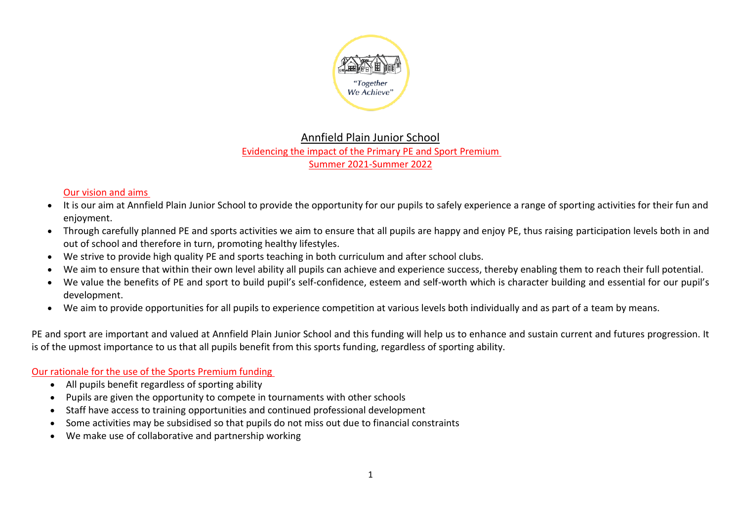# Annfield Plain Junior School

## Evidencing the impact of the Primary PE and Sport Premium
## Summer 2021-Summer 2022

### Our vision and aims

- It is our aim at Annfield Plain Junior School to provide the opportunity for our pupils to safely experience a range of sporting activities for their fun and enjoyment.
- Through carefully planned PE and sports activities we aim to ensure that all pupils are happy and enjoy PE, thus raising participation levels both in and out of school and therefore in turn, promoting healthy lifestyles.
- We strive to provide high quality PE and sports teaching in both curriculum and after school clubs.
- We aim to ensure that within their own level ability all pupils can achieve and experience success, thereby enabling them to reach their full potential.
- We value the benefits of PE and sport to build pupil's self-confidence, esteem and self-worth which is character building and essential for our pupil's development.
- We aim to provide opportunities for all pupils to experience competition at various levels both individually and as part of a team by means.

PE and sport are important and valued at Annfield Plain Junior School and this funding will help us to enhance and sustain current and futures progression. It is of the upmost importance to us that all pupils benefit from this sports funding, regardless of sporting ability.

### Our rationale for the use of the Sports Premium funding

- All pupils benefit regardless of sporting ability
- Pupils are given the opportunity to compete in tournaments with other schools
- Staff have access to training opportunities and continued professional development
- Some activities may be subsidised so that pupils do not miss out due to financial constraints
- We make use of collaborative and partnership working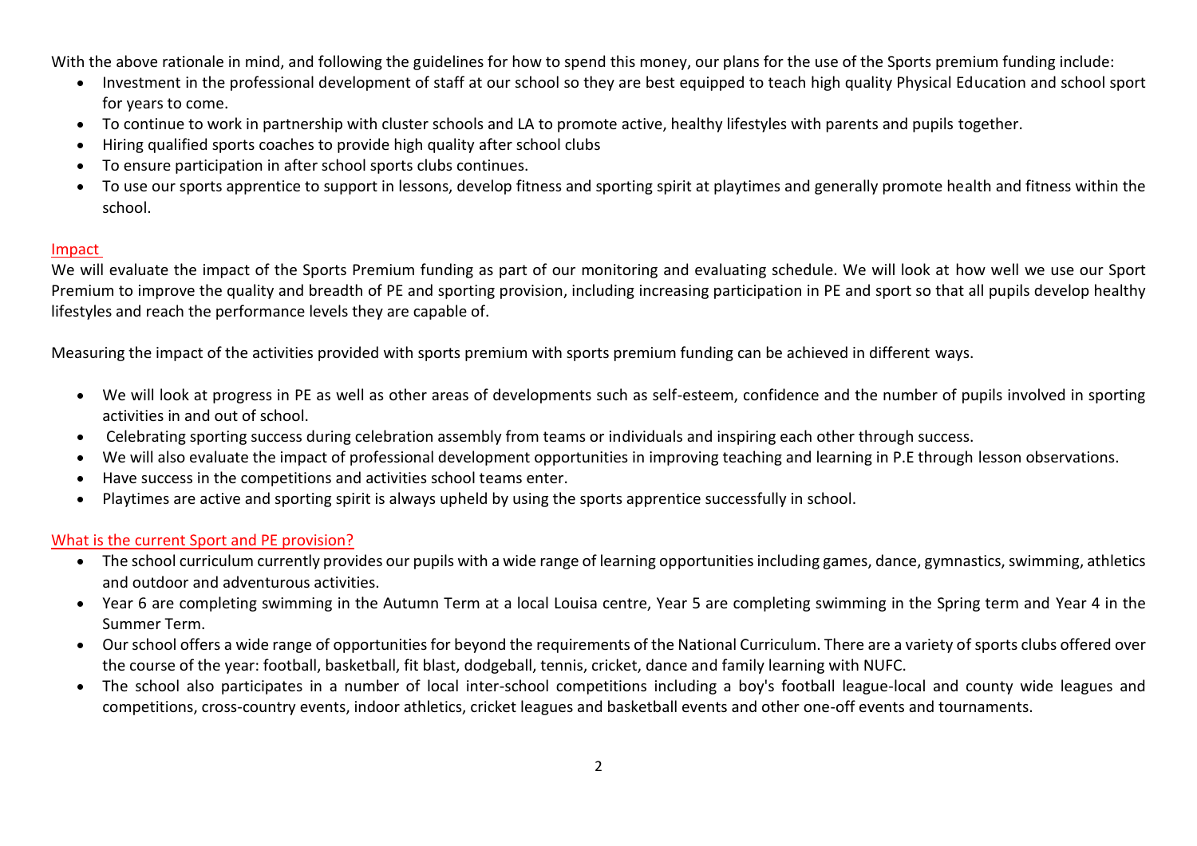With the above rationale in mind, and following the guidelines for how to spend this money, our plans for the use of the Sports premium funding include:

- Investment in the professional development of staff at our school so they are best equipped to teach high quality Physical Education and school sport for years to come.
- To continue to work in partnership with cluster schools and LA to promote active, healthy lifestyles with parents and pupils together.
- Hiring qualified sports coaches to provide high quality after school clubs
- To ensure participation in after school sports clubs continues.
- To use our sports apprentice to support in lessons, develop fitness and sporting spirit at playtimes and generally promote health and fitness within the school.

## Impact

We will evaluate the impact of the Sports Premium funding as part of our monitoring and evaluating schedule. We will look at how well we use our Sport Premium to improve the quality and breadth of PE and sporting provision, including increasing participation in PE and sport so that all pupils develop healthy lifestyles and reach the performance levels they are capable of.

Measuring the impact of the activities provided with sports premium with sports premium funding can be achieved in different ways.

- We will look at progress in PE as well as other areas of developments such as self-esteem, confidence and the number of pupils involved in sporting activities in and out of school.
- Celebrating sporting success during celebration assembly from teams or individuals and inspiring each other through success.
- We will also evaluate the impact of professional development opportunities in improving teaching and learning in P.E through lesson observations.
- Have success in the competitions and activities school teams enter.
- Playtimes are active and sporting spirit is always upheld by using the sports apprentice successfully in school.

## What is the current Sport and PE provision?

- The school curriculum currently provides our pupils with a wide range of learning opportunities including games, dance, gymnastics, swimming, athletics and outdoor and adventurous activities.
- Year 6 are completing swimming in the Autumn Term at a local Louisa centre, Year 5 are completing swimming in the Spring term and Year 4 in the Summer Term.
- Our school offers a wide range of opportunities for beyond the requirements of the National Curriculum. There are a variety of sports clubs offered over the course of the year: football, basketball, fit blast, dodgeball, tennis, cricket, dance and family learning with NUFC.
- The school also participates in a number of local inter-school competitions including a boy's football league-local and county wide leagues and competitions, cross-country events, indoor athletics, cricket leagues and basketball events and other one-off events and tournaments.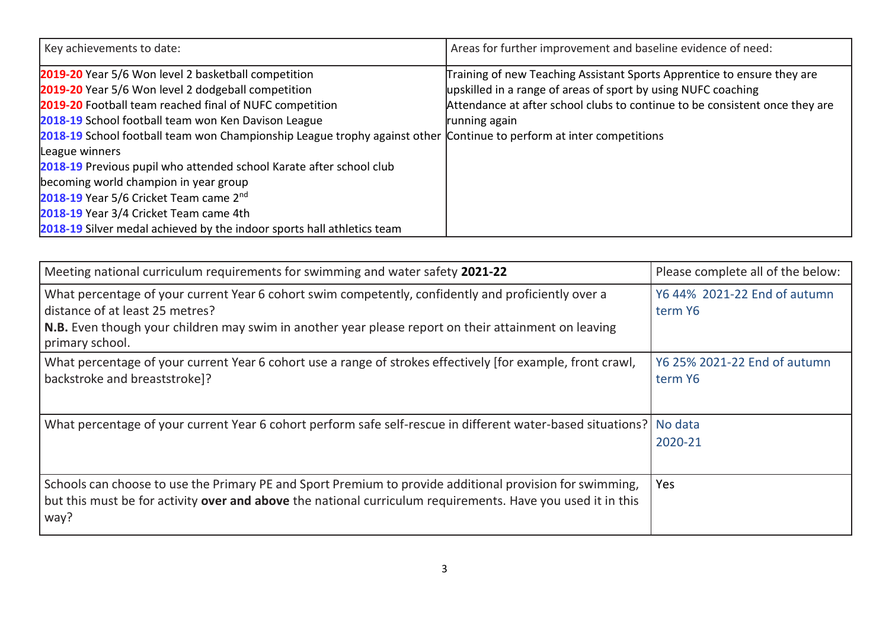| Key achievements to date: | Areas for further improvement and baseline evidence of need: |
| --- | --- |
| **2019-20** Year 5/6 Won level 2 basketball competition<br>**2019-20** Year 5/6 Won level 2 dodgeball competition<br>**2019-20** Football team reached final of NUFC competition<br>**2018-19** School football team won Ken Davison League<br>**2018-19** School football team won Championship League trophy against other League winners<br>**2018-19** Previous pupil who attended school Karate after school club becoming world champion in year group<br>**2018-19** Year 5/6 Cricket Team came 2nd<br>**2018-19** Year 3/4 Cricket Team came 4th<br>**2018-19** Silver medal achieved by the indoor sports hall athletics team | Training of new Teaching Assistant Sports Apprentice to ensure they are upskilled in a range of areas of sport by using NUFC coaching<br>Attendance at after school clubs to continue to be consistent once they are running again<br>Continue to perform at inter competitions |

| Meeting national curriculum requirements for swimming and water safety **2021-22** | Please complete all of the below: |
| --- | --- |
| What percentage of your current Year 6 cohort swim competently, confidently and proficiently over a distance of at least 25 metres?<br>**N.B.** Even though your children may swim in another year please report on their attainment on leaving primary school. | Y6 44% 2021-22 End of autumn term Y6 |
| What percentage of your current Year 6 cohort use a range of strokes effectively [for example, front crawl, backstroke and breaststroke]? | Y6 25% 2021-22 End of autumn term Y6 |
| What percentage of your current Year 6 cohort perform safe self-rescue in different water-based situations? | No data<br>2020-21 |
| Schools can choose to use the Primary PE and Sport Premium to provide additional provision for swimming, but this must be for activity **over and above** the national curriculum requirements. Have you used it in this way? | Yes |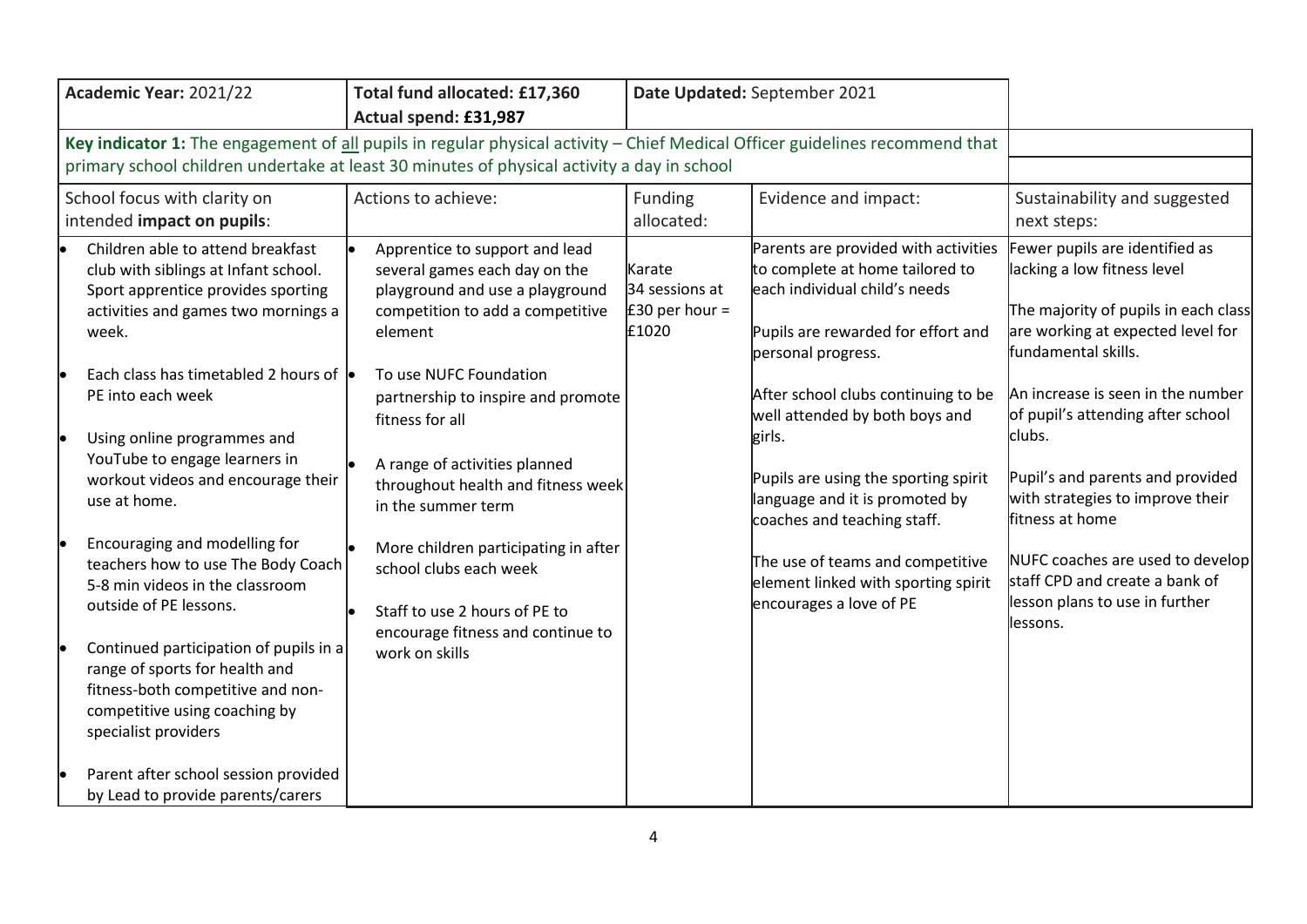| Academic Year: 2021/22 | Total fund allocated: £17,360<br>Actual spend: £31,987 | Date Updated: September 2021 | | |
|---|---|---|---|---|
| **Key indicator 1:** The engagement of all pupils in regular physical activity – Chief Medical Officer guidelines recommend that primary school children undertake at least 30 minutes of physical activity a day in school | | | | |
| School focus with clarity on intended **impact on pupils**: | Actions to achieve: | Funding allocated: | Evidence and impact: | Sustainability and suggested next steps: |
| • Children able to attend breakfast club with siblings at Infant school. Sport apprentice provides sporting activities and games two mornings a week.<br>• Each class has timetabled 2 hours of PE into each week<br>• Using online programmes and YouTube to engage learners in workout videos and encourage their use at home.<br>• Encouraging and modelling for teachers how to use The Body Coach 5-8 min videos in the classroom outside of PE lessons.<br>• Continued participation of pupils in a range of sports for health and fitness-both competitive and non-competitive using coaching by specialist providers<br>• Parent after school session provided by Lead to provide parents/carers | • Apprentice to support and lead several games each day on the playground and use a playground competition to add a competitive element<br>• To use NUFC Foundation partnership to inspire and promote fitness for all<br>• A range of activities planned throughout health and fitness week in the summer term<br>• More children participating in after school clubs each week<br>• Staff to use 2 hours of PE to encourage fitness and continue to work on skills | Karate<br>34 sessions at £30 per hour = £1020 | Parents are provided with activities to complete at home tailored to each individual child's needs<br><br>Pupils are rewarded for effort and personal progress.<br><br>After school clubs continuing to be well attended by both boys and girls.<br><br>Pupils are using the sporting spirit language and it is promoted by coaches and teaching staff.<br><br>The use of teams and competitive element linked with sporting spirit encourages a love of PE | Fewer pupils are identified as lacking a low fitness level<br><br>The majority of pupils in each class are working at expected level for fundamental skills.<br><br>An increase is seen in the number of pupil's attending after school clubs.<br><br>Pupil's and parents and provided with strategies to improve their fitness at home<br><br>NUFC coaches are used to develop staff CPD and create a bank of lesson plans to use in further lessons. |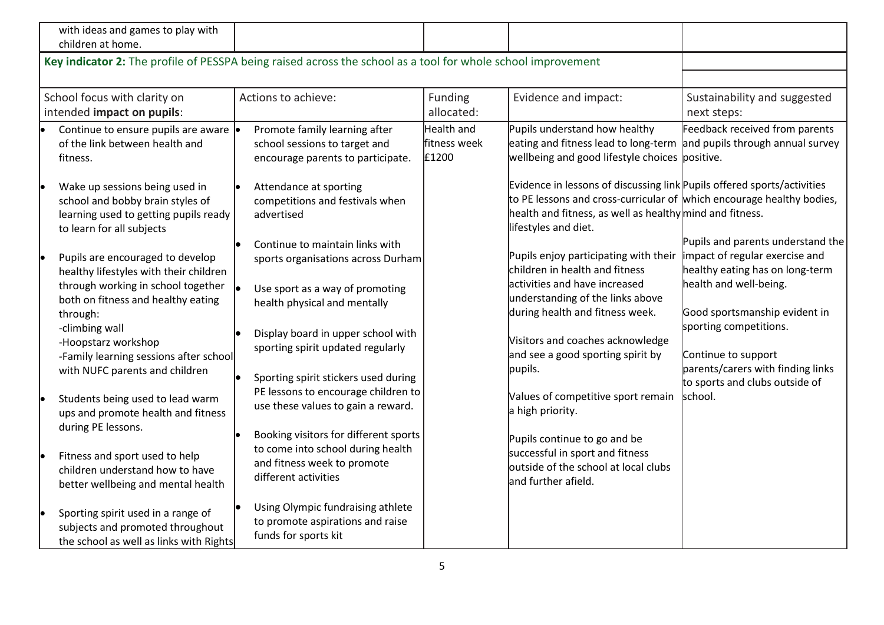| | | | | |
|---|---|---|---|---|
| with ideas and games to play with children at home. | | | | |

**Key indicator 2:** The profile of PESSPA being raised across the school as a tool for whole school improvement

| School focus with clarity on intended **impact on pupils**: | Actions to achieve: | Funding allocated: | Evidence and impact: | Sustainability and suggested next steps: |
|---|---|---|---|---|
| • Continue to ensure pupils are aware of the link between health and fitness.<br><br>• Wake up sessions being used in school and bobby brain styles of learning used to getting pupils ready to learn for all subjects<br><br>• Pupils are encouraged to develop healthy lifestyles with their children through working in school together both on fitness and healthy eating through:<br>-climbing wall<br>-Hoopstarz workshop<br>-Family learning sessions after school with NUFC parents and children<br><br>• Students being used to lead warm ups and promote health and fitness during PE lessons.<br><br>• Fitness and sport used to help children understand how to have better wellbeing and mental health<br><br>• Sporting spirit used in a range of subjects and promoted throughout the school as well as links with Rights | • Promote family learning after school sessions to target and encourage parents to participate.<br><br>• Attendance at sporting competitions and festivals when advertised<br><br>• Continue to maintain links with sports organisations across Durham<br><br>• Use sport as a way of promoting health physical and mentally<br><br>• Display board in upper school with sporting spirit updated regularly<br><br>• Sporting spirit stickers used during PE lessons to encourage children to use these values to gain a reward.<br><br>• Booking visitors for different sports to come into school during health and fitness week to promote different activities<br><br>• Using Olympic fundraising athlete to promote aspirations and raise funds for sports kit | Health and fitness week £1200 | Pupils understand how healthy eating and fitness lead to long-term wellbeing and good lifestyle choices<br><br>Evidence in lessons of discussing link to PE lessons and cross-curricular of health and fitness, as well as healthy lifestyles and diet.<br><br>Pupils enjoy participating with their children in health and fitness activities and have increased understanding of the links above during health and fitness week.<br><br>Visitors and coaches acknowledge and see a good sporting spirit by pupils.<br><br>Values of competitive sport remain a high priority.<br><br>Pupils continue to go and be successful in sport and fitness outside of the school at local clubs and further afield. | Feedback received from parents and pupils through annual survey positive.<br><br>Pupils offered sports/activities which encourage healthy bodies, mind and fitness.<br><br>Pupils and parents understand the impact of regular exercise and healthy eating has on long-term health and well-being.<br><br>Good sportsmanship evident in sporting competitions.<br><br>Continue to support parents/carers with finding links to sports and clubs outside of school. |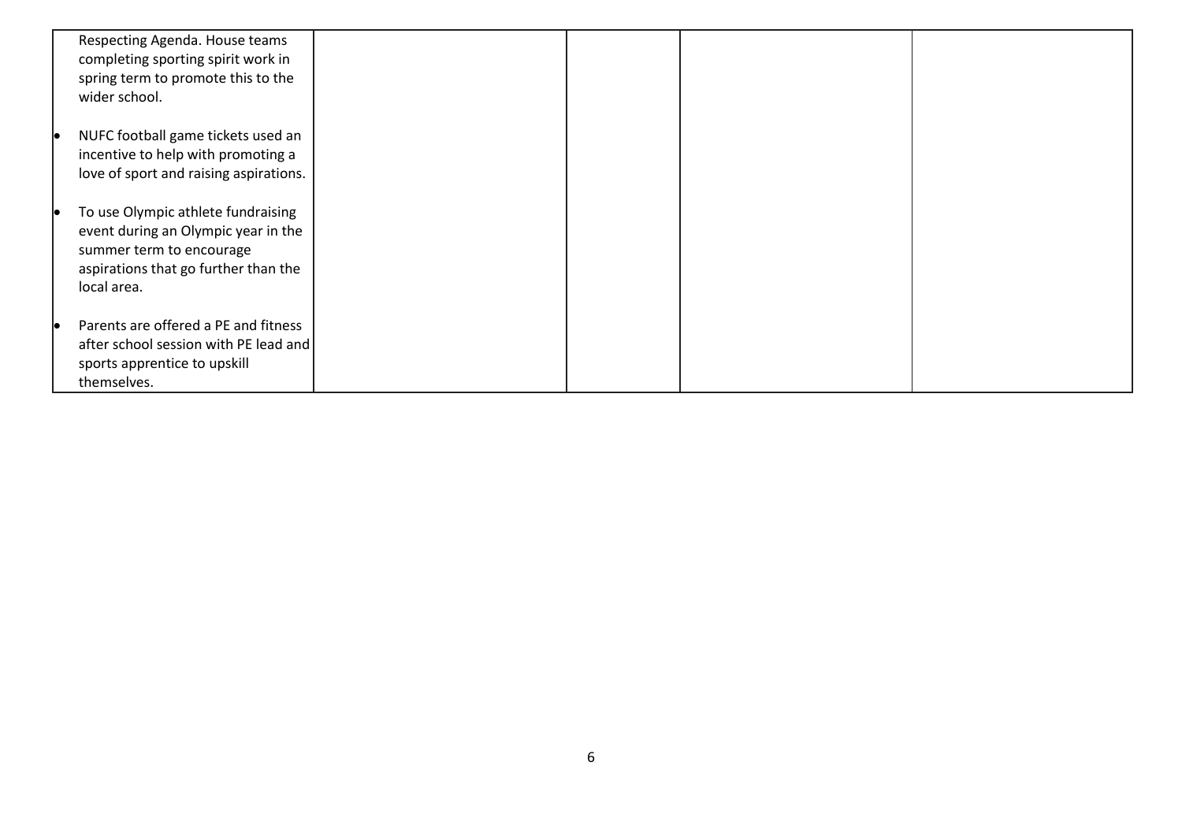| | | | | |
|---|---|---|---|---|
| Respecting Agenda. House teams completing sporting spirit work in spring term to promote this to the wider school.<br><br>• NUFC football game tickets used an incentive to help with promoting a love of sport and raising aspirations.<br><br>• To use Olympic athlete fundraising event during an Olympic year in the summer term to encourage aspirations that go further than the local area.<br><br>• Parents are offered a PE and fitness after school session with PE lead and sports apprentice to upskill themselves. | | | | |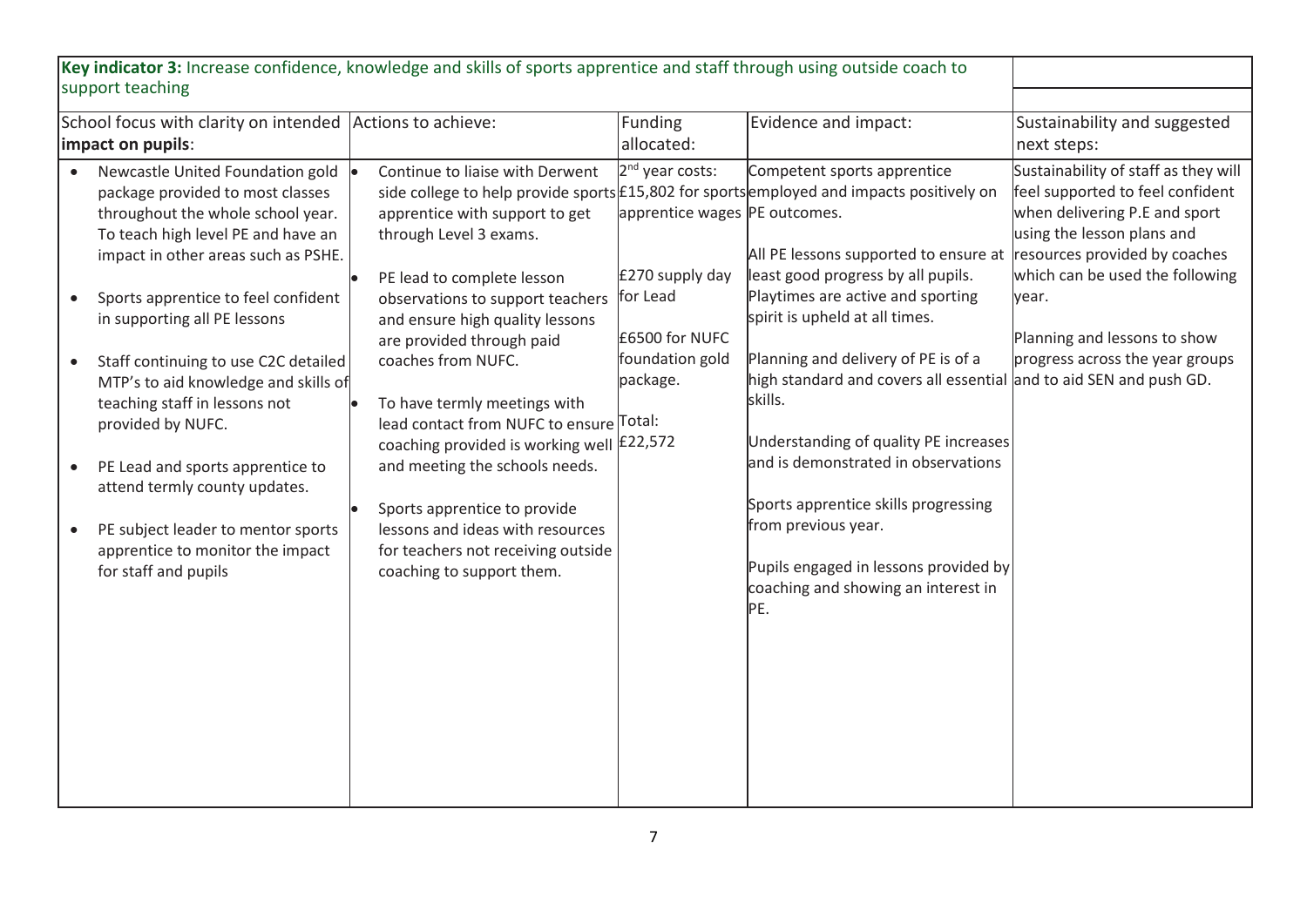**Key indicator 3:** Increase confidence, knowledge and skills of sports apprentice and staff through using outside coach to support teaching

| School focus with clarity on intended **impact on pupils**: | Actions to achieve: | Funding allocated: | Evidence and impact: | Sustainability and suggested next steps: |
|---|---|---|---|---|
| • Newcastle United Foundation gold package provided to most classes throughout the whole school year. To teach high level PE and have an impact in other areas such as PSHE.<br><br>• Sports apprentice to feel confident in supporting all PE lessons<br><br>• Staff continuing to use C2C detailed MTP's to aid knowledge and skills of teaching staff in lessons not provided by NUFC.<br><br>• PE Lead and sports apprentice to attend termly county updates.<br><br>• PE subject leader to mentor sports apprentice to monitor the impact for staff and pupils | • Continue to liaise with Derwent side college to help provide sports apprentice with support to get through Level 3 exams.<br><br>• PE lead to complete lesson observations to support teachers and ensure high quality lessons are provided through paid coaches from NUFC.<br><br>• To have termly meetings with lead contact from NUFC to ensure coaching provided is working well and meeting the schools needs.<br><br>• Sports apprentice to provide lessons and ideas with resources for teachers not receiving outside coaching to support them. | 2nd year costs: £15,802 for sports apprentice wages<br><br>£270 supply day for Lead<br><br>£6500 for NUFC foundation gold package.<br><br>Total: £22,572 | Competent sports apprentice employed and impacts positively on PE outcomes.<br><br>All PE lessons supported to ensure at least good progress by all pupils. Playtimes are active and sporting spirit is upheld at all times.<br><br>Planning and delivery of PE is of a high standard and covers all essential skills.<br><br>Understanding of quality PE increases and is demonstrated in observations<br><br>Sports apprentice skills progressing from previous year.<br><br>Pupils engaged in lessons provided by coaching and showing an interest in PE. | Sustainability of staff as they will feel supported to feel confident when delivering P.E and sport using the lesson plans and resources provided by coaches which can be used the following year.<br><br>Planning and lessons to show progress across the year groups and to aid SEN and push GD. |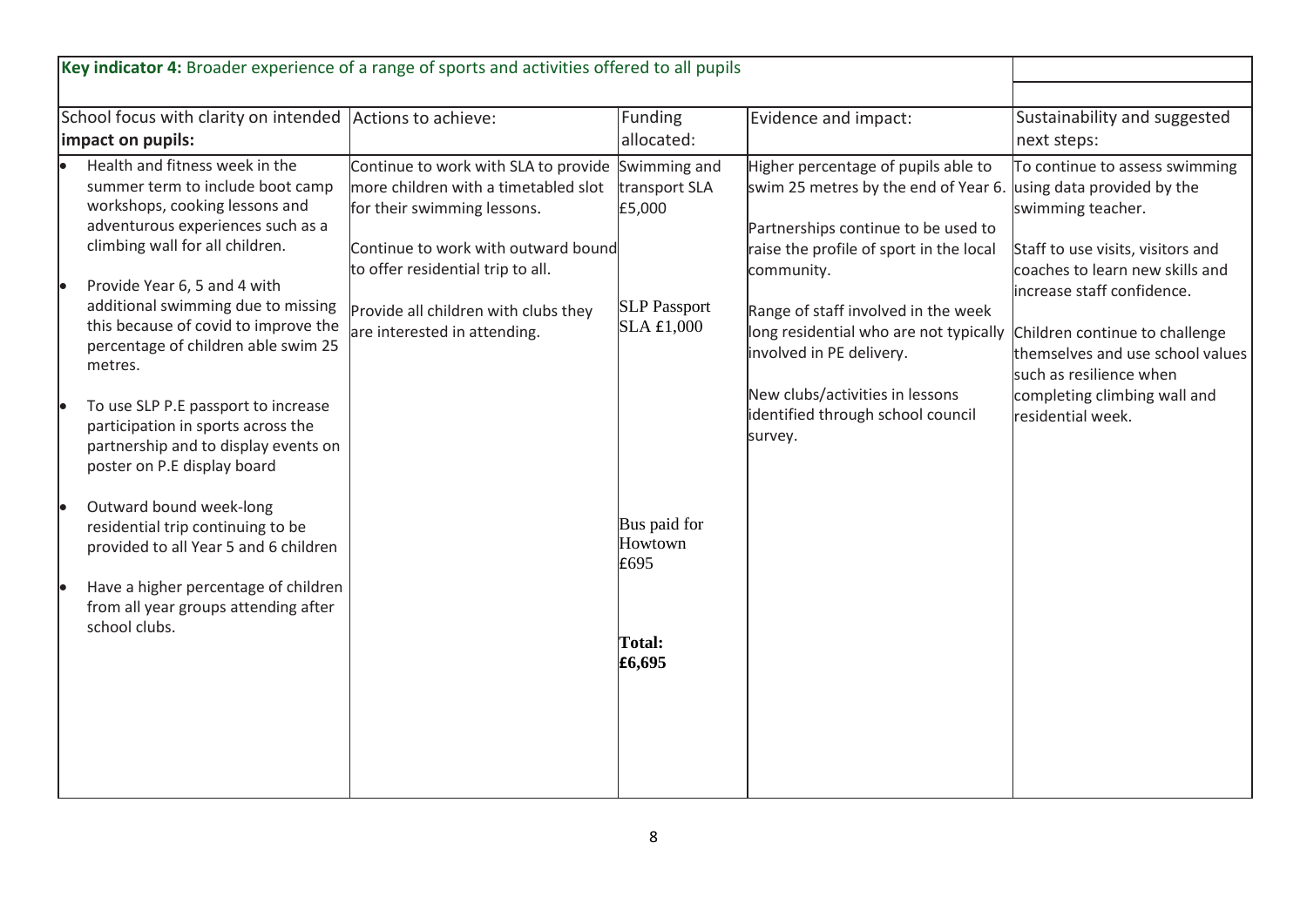**Key indicator 4:** Broader experience of a range of sports and activities offered to all pupils

| School focus with clarity on intended **impact on pupils:** | Actions to achieve: | Funding allocated: | Evidence and impact: | Sustainability and suggested next steps: |
|---|---|---|---|---|
| • Health and fitness week in the summer term to include boot camp workshops, cooking lessons and adventurous experiences such as a climbing wall for all children.<br>• Provide Year 6, 5 and 4 with additional swimming due to missing this because of covid to improve the percentage of children able swim 25 metres.<br>• To use SLP P.E passport to increase participation in sports across the partnership and to display events on poster on P.E display board<br>• Outward bound week-long residential trip continuing to be provided to all Year 5 and 6 children<br>• Have a higher percentage of children from all year groups attending after school clubs. | Continue to work with SLA to provide more children with a timetabled slot for their swimming lessons.<br><br>Continue to work with outward bound to offer residential trip to all.<br><br>Provide all children with clubs they are interested in attending. | Swimming and transport SLA £5,000<br><br>SLP Passport SLA £1,000<br><br>Bus paid for Howtown £695<br><br>**Total: £6,695** | Higher percentage of pupils able to swim 25 metres by the end of Year 6.<br><br>Partnerships continue to be used to raise the profile of sport in the local community.<br><br>Range of staff involved in the week long residential who are not typically involved in PE delivery.<br><br>New clubs/activities in lessons identified through school council survey. | To continue to assess swimming using data provided by the swimming teacher.<br><br>Staff to use visits, visitors and coaches to learn new skills and increase staff confidence.<br><br>Children continue to challenge themselves and use school values such as resilience when completing climbing wall and residential week. |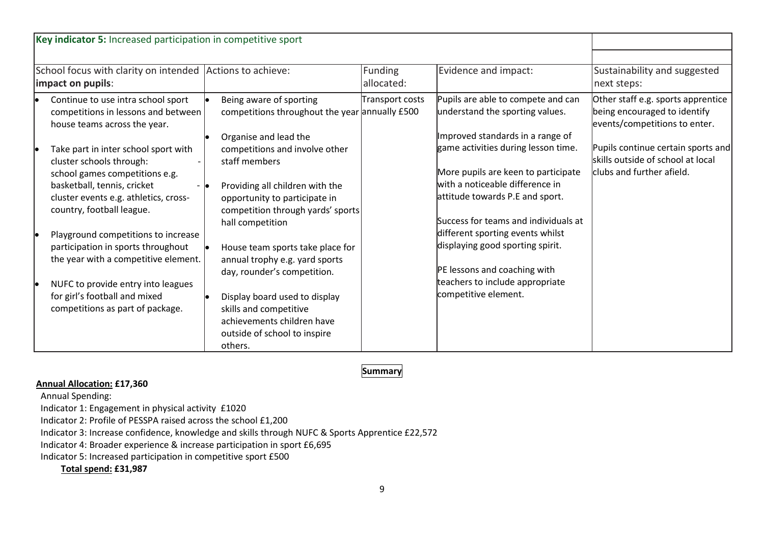| Key indicator 5: Increased participation in competitive sport | | | | |
|---|---|---|---|---|
| School focus with clarity on intended **impact on pupils**: | Actions to achieve: | Funding allocated: | Evidence and impact: | Sustainability and suggested next steps: |
| • Continue to use intra school sport competitions in lessons and between house teams across the year.<br><br>• Take part in inter school sport with cluster schools through:<br>- school games competitions e.g. basketball, tennis, cricket<br>- cluster events e.g. athletics, cross-country, football league.<br><br>• Playground competitions to increase participation in sports throughout the year with a competitive element.<br><br>• NUFC to provide entry into leagues for girl's football and mixed competitions as part of package. | • Being aware of sporting competitions throughout the year<br><br>• Organise and lead the competitions and involve other staff members<br><br>• Providing all children with the opportunity to participate in competition through yards' sports hall competition<br><br>• House team sports take place for annual trophy e.g. yard sports day, rounder's competition.<br><br>• Display board used to display skills and competitive achievements children have outside of school to inspire others. | Transport costs annually £500 | Pupils are able to compete and can understand the sporting values.<br><br>Improved standards in a range of game activities during lesson time.<br><br>More pupils are keen to participate with a noticeable difference in attitude towards P.E and sport.<br><br>Success for teams and individuals at different sporting events whilst displaying good sporting spirit.<br><br>PE lessons and coaching with teachers to include appropriate competitive element. | Other staff e.g. sports apprentice being encouraged to identify events/competitions to enter.<br><br>Pupils continue certain sports and skills outside of school at local clubs and further afield. |

**Summary**

**Annual Allocation: £17,360**

Annual Spending:

Indicator 1: Engagement in physical activity £1020

Indicator 2: Profile of PESSPA raised across the school £1,200

Indicator 3: Increase confidence, knowledge and skills through NUFC & Sports Apprentice £22,572

Indicator 4: Broader experience & increase participation in sport £6,695

Indicator 5: Increased participation in competitive sport £500

**Total spend: £31,987**